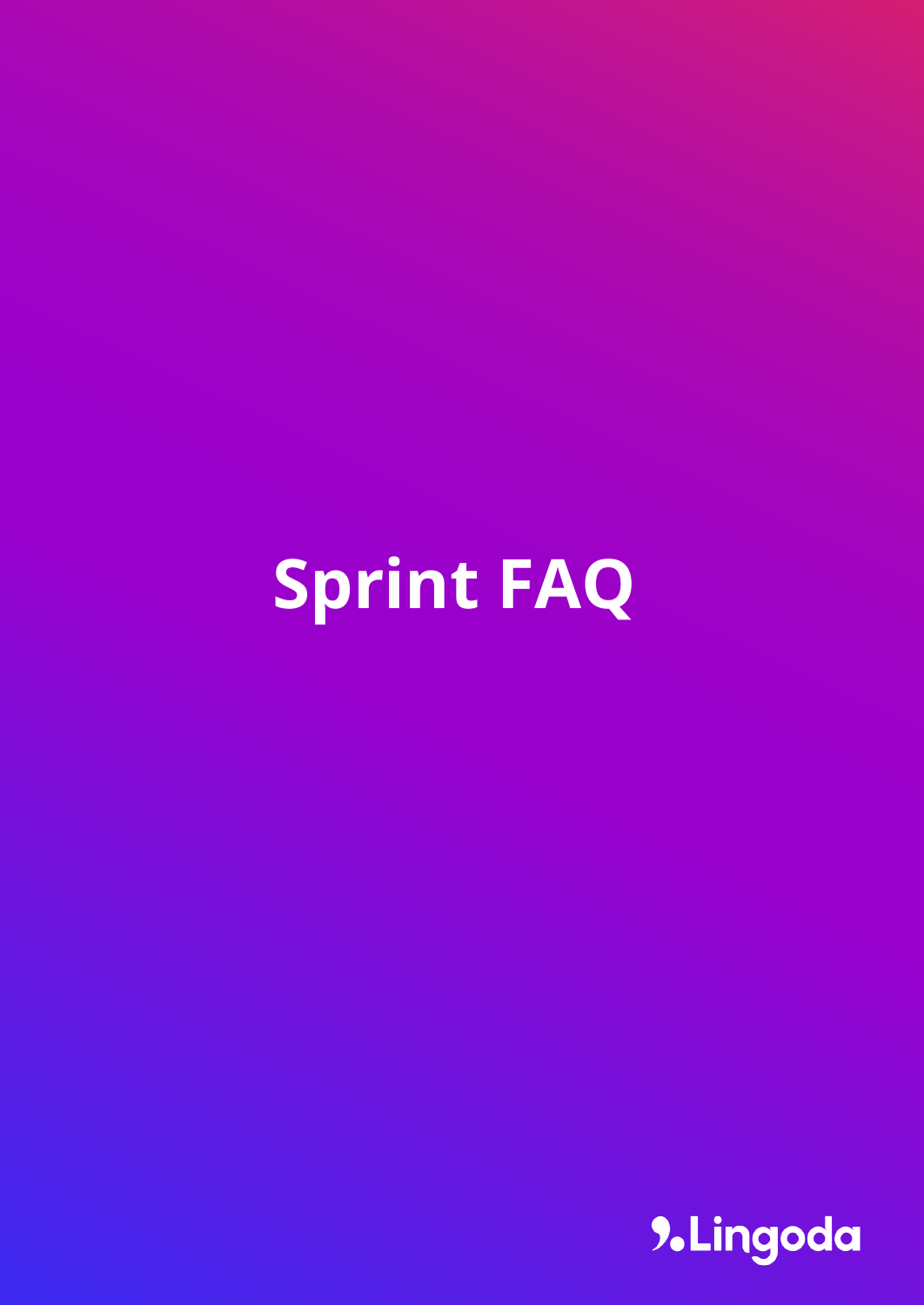# Sprint FAQ

Lingoda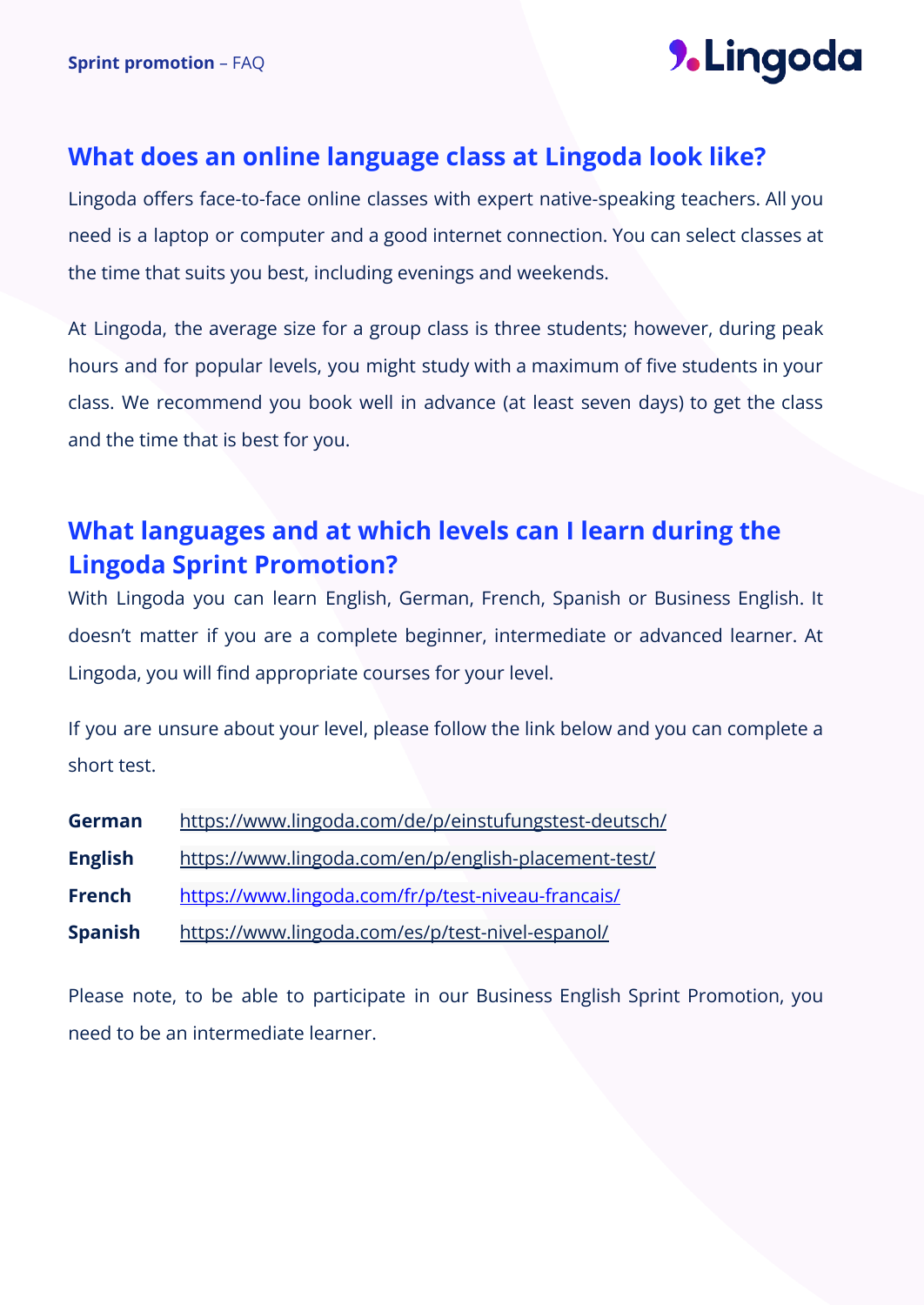## What does an online language class at Lingoda look like?

Lingoda offers face-to-face online classes with expert native-speaking teachers. All you need is a laptop or computer and a good internet connection. You can select classes at the time that suits you best, including evenings and weekends.

At Lingoda, the average size for a group class is three students; however, during peak hours and for popular levels, you might study with a maximum of five students in your class. We recommend you book well in advance (at least seven days) to get the class and the time that is best for you.

## What languages and at which levels can I learn during the Lingoda Sprint Promotion?

With Lingoda you can learn English, German, French, Spanish or Business English. It doesn't matter if you are a complete beginner, intermediate or advanced learner. At Lingoda, you will find appropriate courses for your level.

If you are unsure about your level, please follow the link below and you can complete a short test.

| | |
|---|---|
| **German** | https://www.lingoda.com/de/p/einstufungstest-deutsch/ |
| **English** | https://www.lingoda.com/en/p/english-placement-test/ |
| **French** | https://www.lingoda.com/fr/p/test-niveau-francais/ |
| **Spanish** | https://www.lingoda.com/es/p/test-nivel-espanol/ |

Please note, to be able to participate in our Business English Sprint Promotion, you need to be an intermediate learner.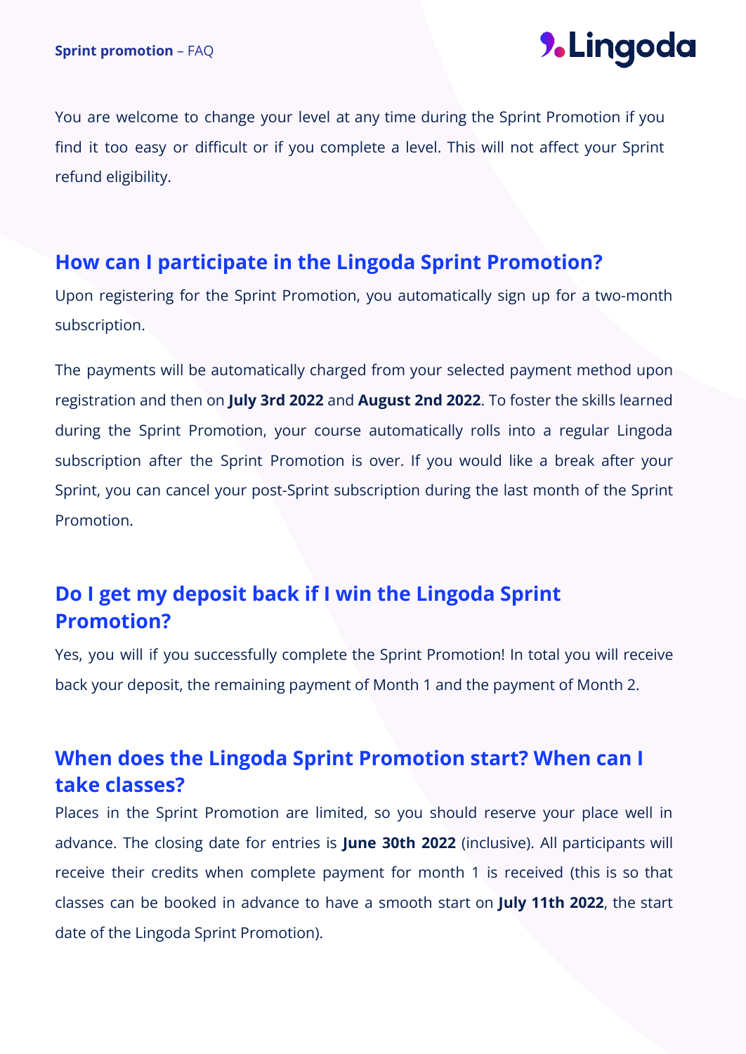You are welcome to change your level at any time during the Sprint Promotion if you find it too easy or difficult or if you complete a level. This will not affect your Sprint refund eligibility.

## How can I participate in the Lingoda Sprint Promotion?

Upon registering for the Sprint Promotion, you automatically sign up for a two-month subscription.

The payments will be automatically charged from your selected payment method upon registration and then on **July 3rd 2022** and **August 2nd 2022**. To foster the skills learned during the Sprint Promotion, your course automatically rolls into a regular Lingoda subscription after the Sprint Promotion is over. If you would like a break after your Sprint, you can cancel your post-Sprint subscription during the last month of the Sprint Promotion.

## Do I get my deposit back if I win the Lingoda Sprint Promotion?

Yes, you will if you successfully complete the Sprint Promotion! In total you will receive back your deposit, the remaining payment of Month 1 and the payment of Month 2.

## When does the Lingoda Sprint Promotion start? When can I take classes?

Places in the Sprint Promotion are limited, so you should reserve your place well in advance. The closing date for entries is **June 30th 2022** (inclusive). All participants will receive their credits when complete payment for month 1 is received (this is so that classes can be booked in advance to have a smooth start on **July 11th 2022**, the start date of the Lingoda Sprint Promotion).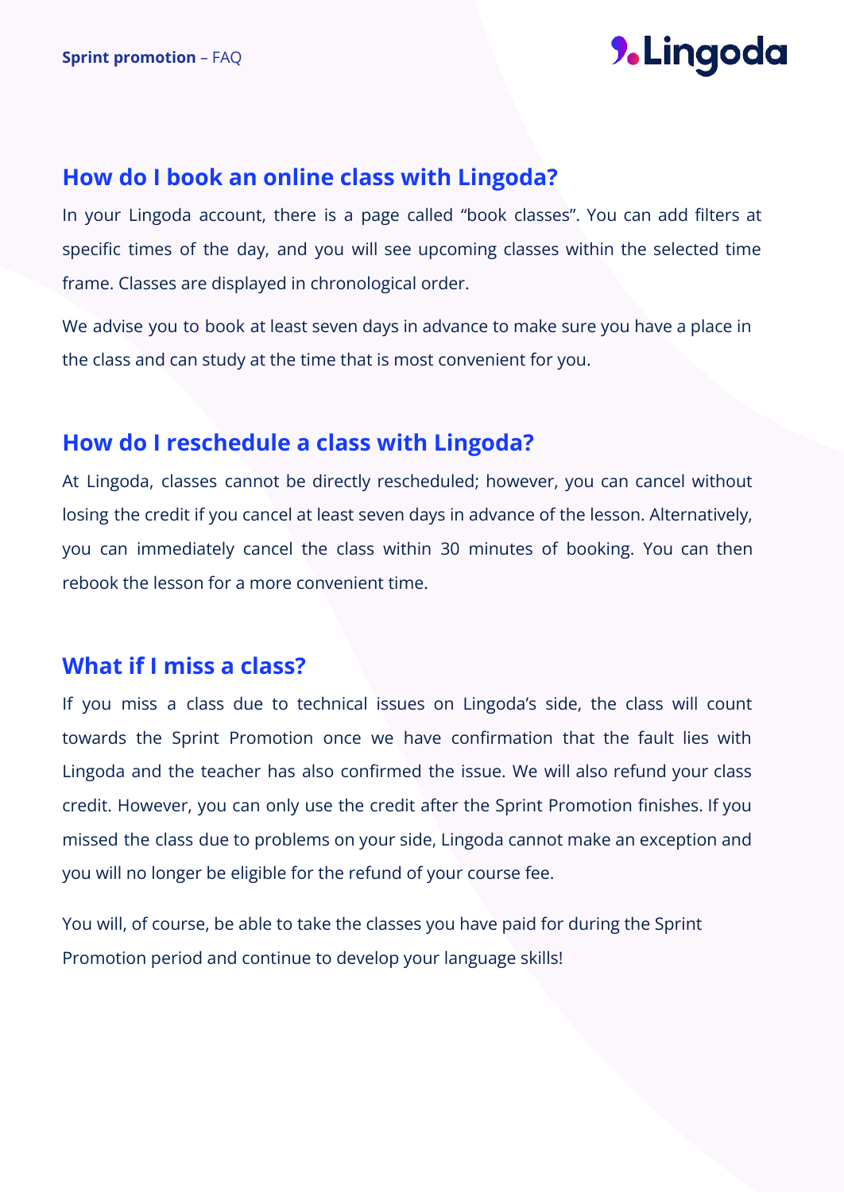## How do I book an online class with Lingoda?

In your Lingoda account, there is a page called "book classes". You can add filters at specific times of the day, and you will see upcoming classes within the selected time frame. Classes are displayed in chronological order.

We advise you to book at least seven days in advance to make sure you have a place in the class and can study at the time that is most convenient for you.

## How do I reschedule a class with Lingoda?

At Lingoda, classes cannot be directly rescheduled; however, you can cancel without losing the credit if you cancel at least seven days in advance of the lesson. Alternatively, you can immediately cancel the class within 30 minutes of booking. You can then rebook the lesson for a more convenient time.

## What if I miss a class?

If you miss a class due to technical issues on Lingoda's side, the class will count towards the Sprint Promotion once we have confirmation that the fault lies with Lingoda and the teacher has also confirmed the issue. We will also refund your class credit. However, you can only use the credit after the Sprint Promotion finishes. If you missed the class due to problems on your side, Lingoda cannot make an exception and you will no longer be eligible for the refund of your course fee.

You will, of course, be able to take the classes you have paid for during the Sprint Promotion period and continue to develop your language skills!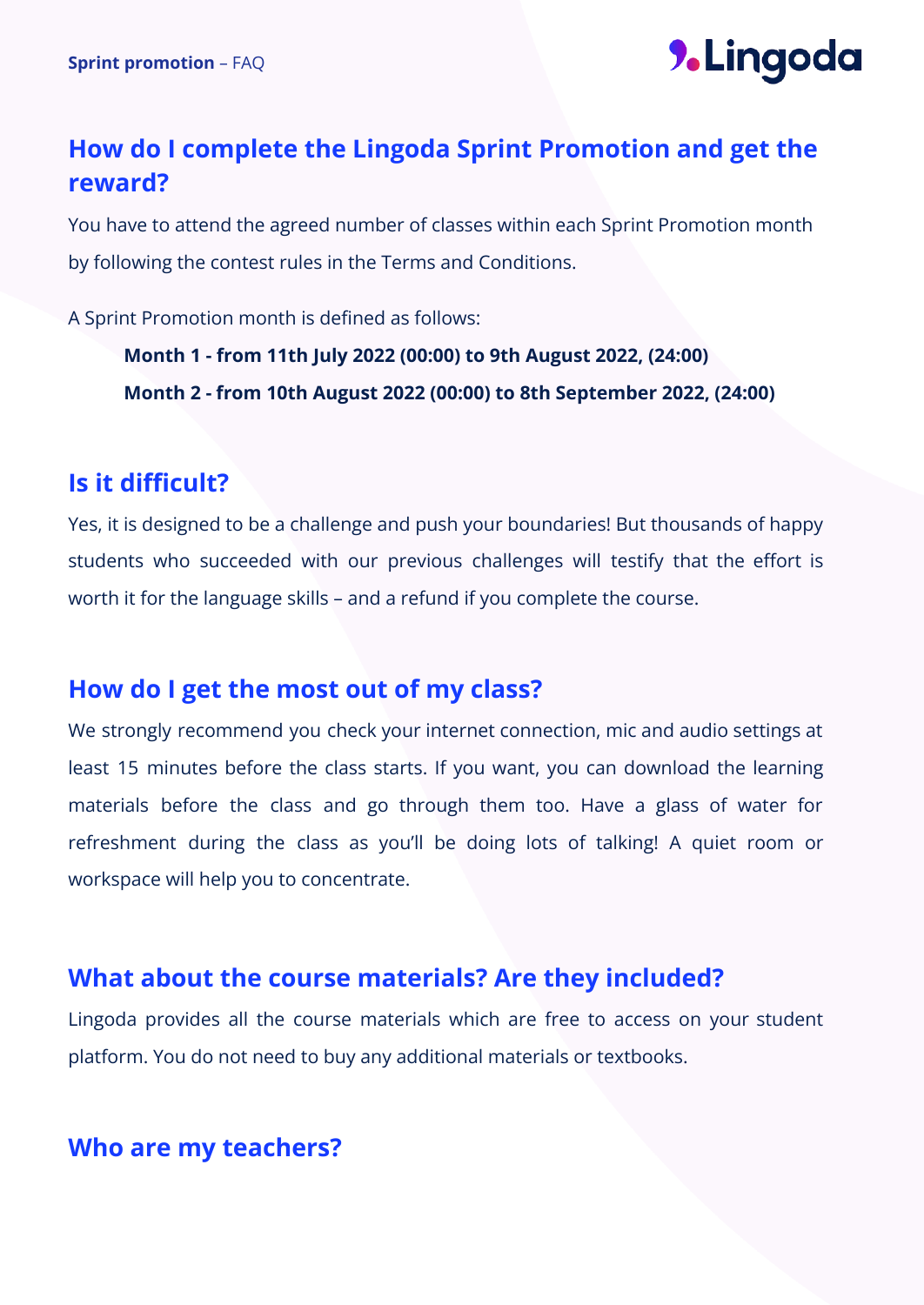## How do I complete the Lingoda Sprint Promotion and get the reward?

You have to attend the agreed number of classes within each Sprint Promotion month by following the contest rules in the Terms and Conditions.

A Sprint Promotion month is defined as follows:

> **Month 1 - from 11th July 2022 (00:00) to 9th August 2022, (24:00)**
>
> **Month 2 - from 10th August 2022 (00:00) to 8th September 2022, (24:00)**

## Is it difficult?

Yes, it is designed to be a challenge and push your boundaries! But thousands of happy students who succeeded with our previous challenges will testify that the effort is worth it for the language skills – and a refund if you complete the course.

## How do I get the most out of my class?

We strongly recommend you check your internet connection, mic and audio settings at least 15 minutes before the class starts. If you want, you can download the learning materials before the class and go through them too. Have a glass of water for refreshment during the class as you'll be doing lots of talking! A quiet room or workspace will help you to concentrate.

## What about the course materials? Are they included?

Lingoda provides all the course materials which are free to access on your student platform. You do not need to buy any additional materials or textbooks.

## Who are my teachers?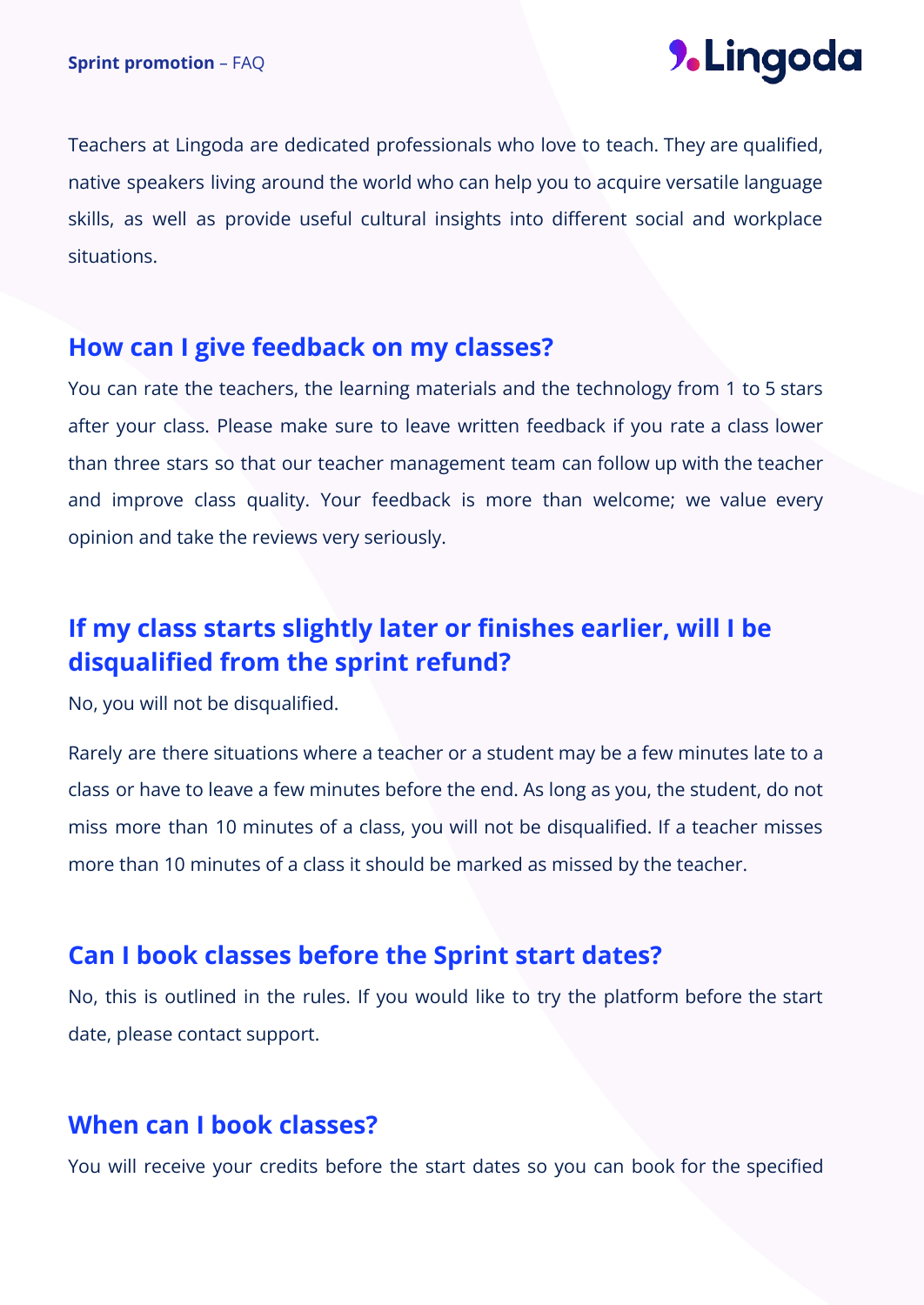Teachers at Lingoda are dedicated professionals who love to teach. They are qualified, native speakers living around the world who can help you to acquire versatile language skills, as well as provide useful cultural insights into different social and workplace situations.

## How can I give feedback on my classes?

You can rate the teachers, the learning materials and the technology from 1 to 5 stars after your class. Please make sure to leave written feedback if you rate a class lower than three stars so that our teacher management team can follow up with the teacher and improve class quality. Your feedback is more than welcome; we value every opinion and take the reviews very seriously.

## If my class starts slightly later or finishes earlier, will I be disqualified from the sprint refund?

No, you will not be disqualified.

Rarely are there situations where a teacher or a student may be a few minutes late to a class or have to leave a few minutes before the end. As long as you, the student, do not miss more than 10 minutes of a class, you will not be disqualified. If a teacher misses more than 10 minutes of a class it should be marked as missed by the teacher.

## Can I book classes before the Sprint start dates?

No, this is outlined in the rules. If you would like to try the platform before the start date, please contact support.

## When can I book classes?

You will receive your credits before the start dates so you can book for the specified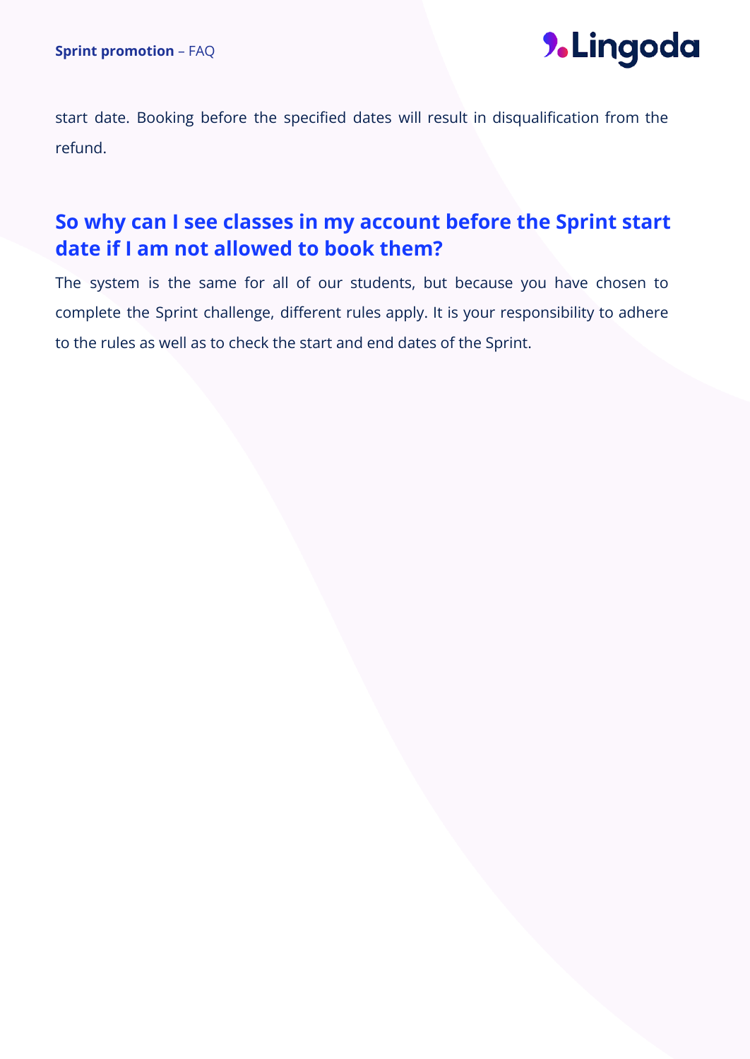start date. Booking before the specified dates will result in disqualification from the refund.

## So why can I see classes in my account before the Sprint start date if I am not allowed to book them?

The system is the same for all of our students, but because you have chosen to complete the Sprint challenge, different rules apply. It is your responsibility to adhere to the rules as well as to check the start and end dates of the Sprint.